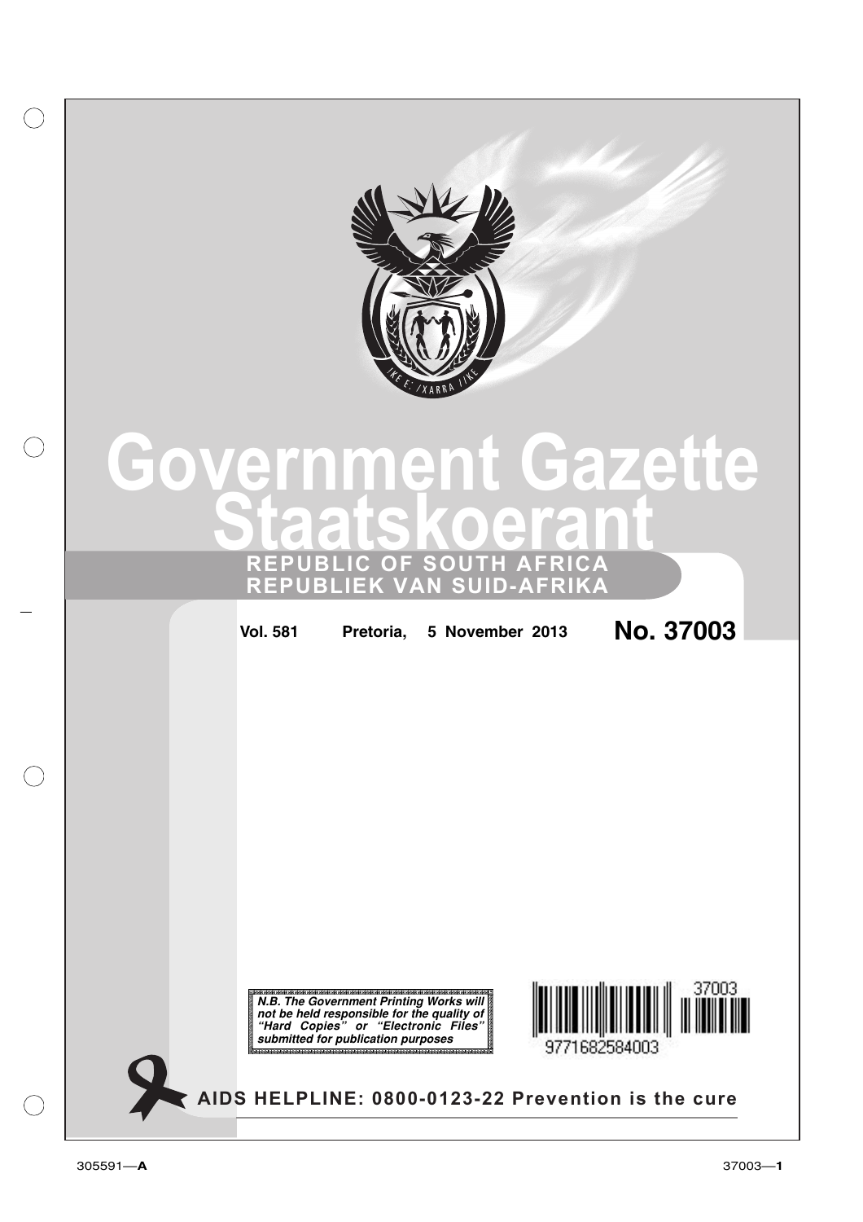# Government Gazette
# Staatskoerant

## REPUBLIC OF SOUTH AFRICA
## REPUBLIEK VAN SUID-AFRIKA

**Vol. 581** **Pretoria, 5 November 2013** **No. 37003**

***N.B. The Government Printing Works will not be held responsible for the quality of "Hard Copies" or "Electronic Files" submitted for publication purposes***

37003

9771682584003

**AIDS HELPLINE: 0800-0123-22 Prevention is the cure**

305591—**A** 37003—**1**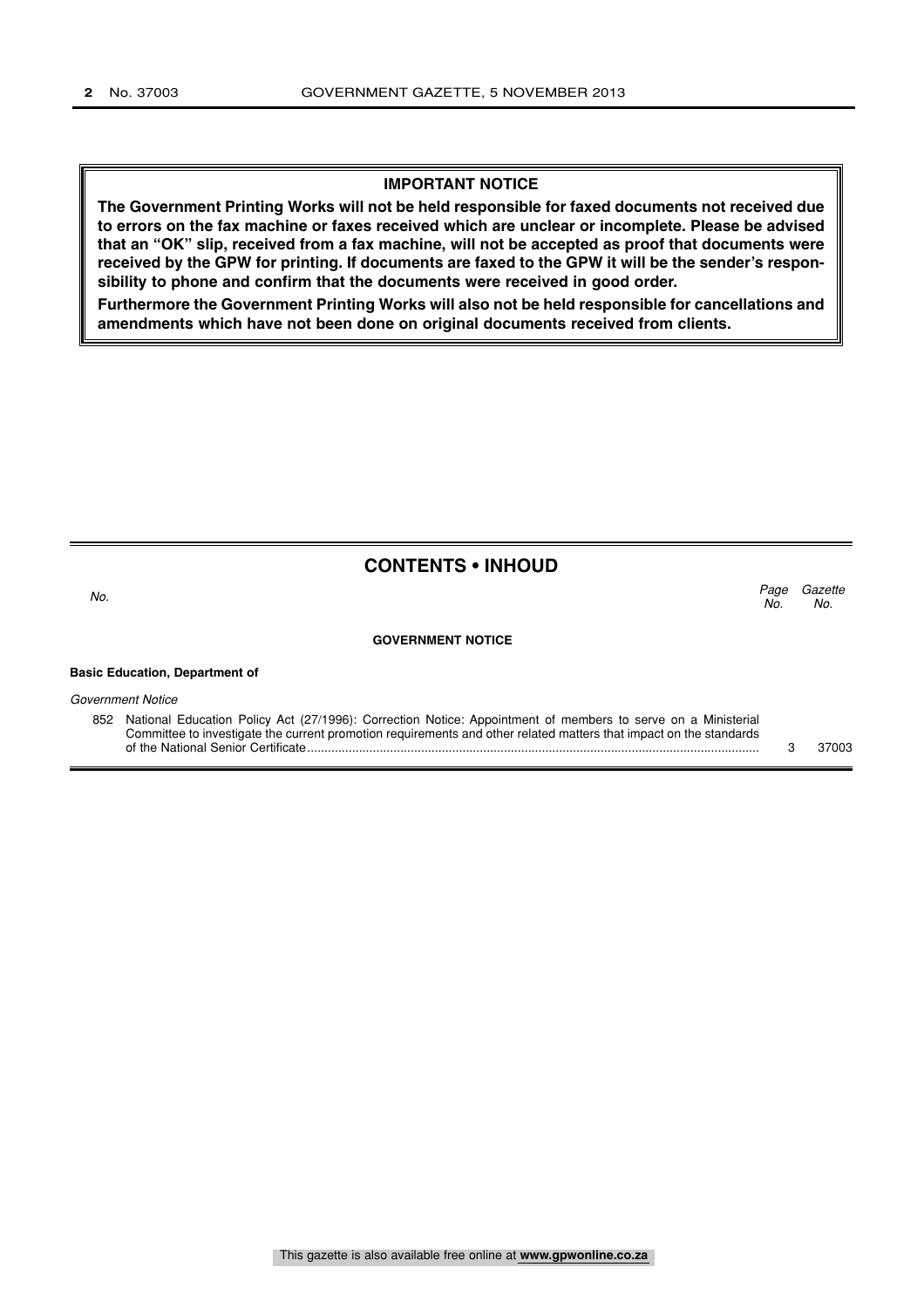**IMPORTANT NOTICE**

**The Government Printing Works will not be held responsible for faxed documents not received due to errors on the fax machine or faxes received which are unclear or incomplete. Please be advised that an "OK" slip, received from a fax machine, will not be accepted as proof that documents were received by the GPW for printing. If documents are faxed to the GPW it will be the sender's responsibility to phone and confirm that the documents were received in good order.**

**Furthermore the Government Printing Works will also not be held responsible for cancellations and amendments which have not been done on original documents received from clients.**

## CONTENTS • INHOUD

| *No.* | | *Page No.* | *Gazette No.* |
|---|---|---|---|
| | **GOVERNMENT NOTICE** | | |
| | **Basic Education, Department of** | | |
| | *Government Notice* | | |
| 852 | National Education Policy Act (27/1996): Correction Notice: Appointment of members to serve on a Ministerial Committee to investigate the current promotion requirements and other related matters that impact on the standards of the National Senior Certificate | 3 | 37003 |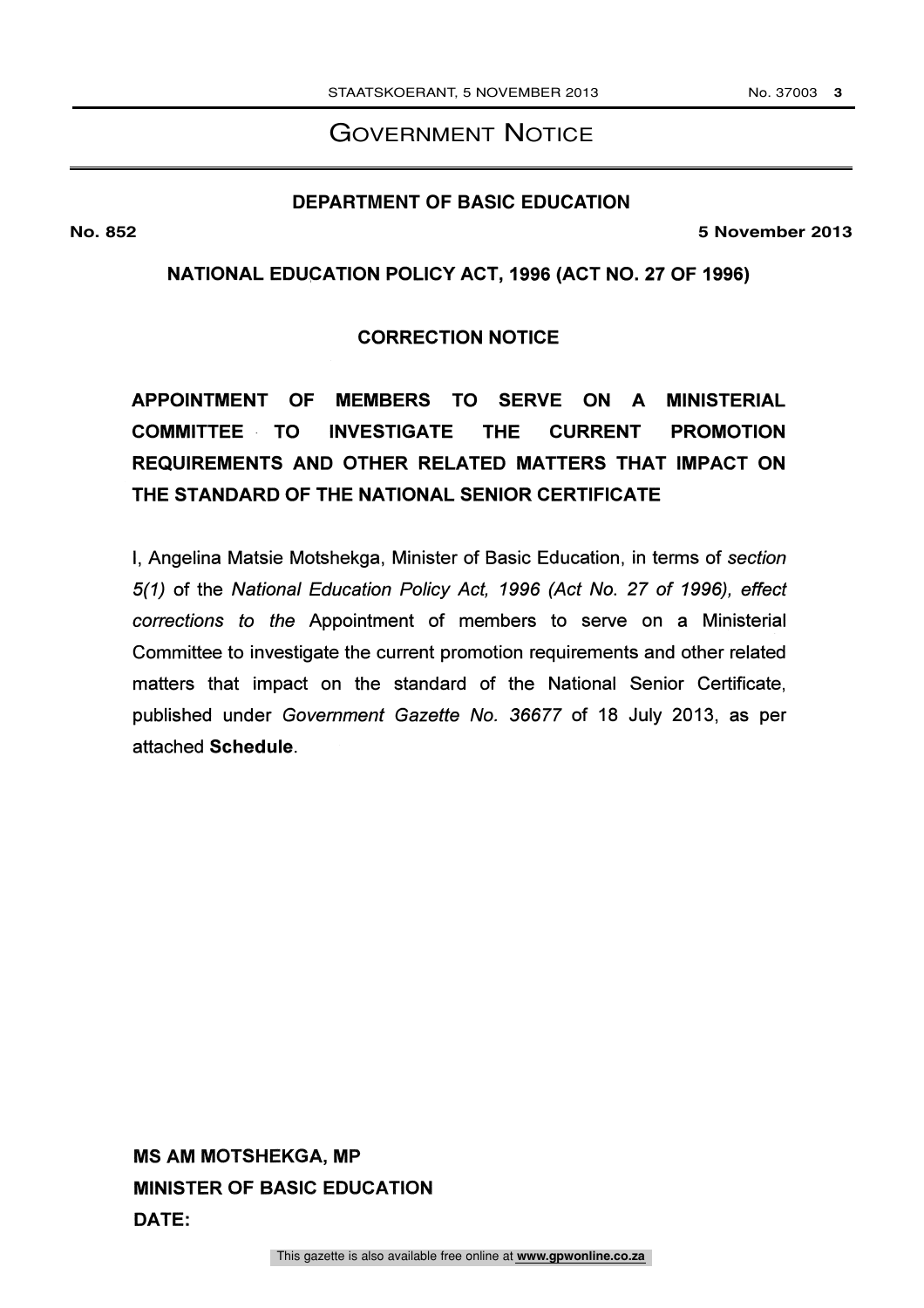# GOVERNMENT NOTICE

## DEPARTMENT OF BASIC EDUCATION

**No. 852** **5 November 2013**

### NATIONAL EDUCATION POLICY ACT, 1996 (ACT NO. 27 OF 1996)

### CORRECTION NOTICE

### APPOINTMENT OF MEMBERS TO SERVE ON A MINISTERIAL COMMITTEE TO INVESTIGATE THE CURRENT PROMOTION REQUIREMENTS AND OTHER RELATED MATTERS THAT IMPACT ON THE STANDARD OF THE NATIONAL SENIOR CERTIFICATE

I, Angelina Matsie Motshekga, Minister of Basic Education, in terms of *section 5(1)* of the *National Education Policy Act, 1996 (Act No. 27 of 1996), effect corrections to the* Appointment of members to serve on a Ministerial Committee to investigate the current promotion requirements and other related matters that impact on the standard of the National Senior Certificate, published under *Government Gazette No. 36677* of 18 July 2013, as per attached **Schedule**.

**MS AM MOTSHEKGA, MP**
**MINISTER OF BASIC EDUCATION**
**DATE:**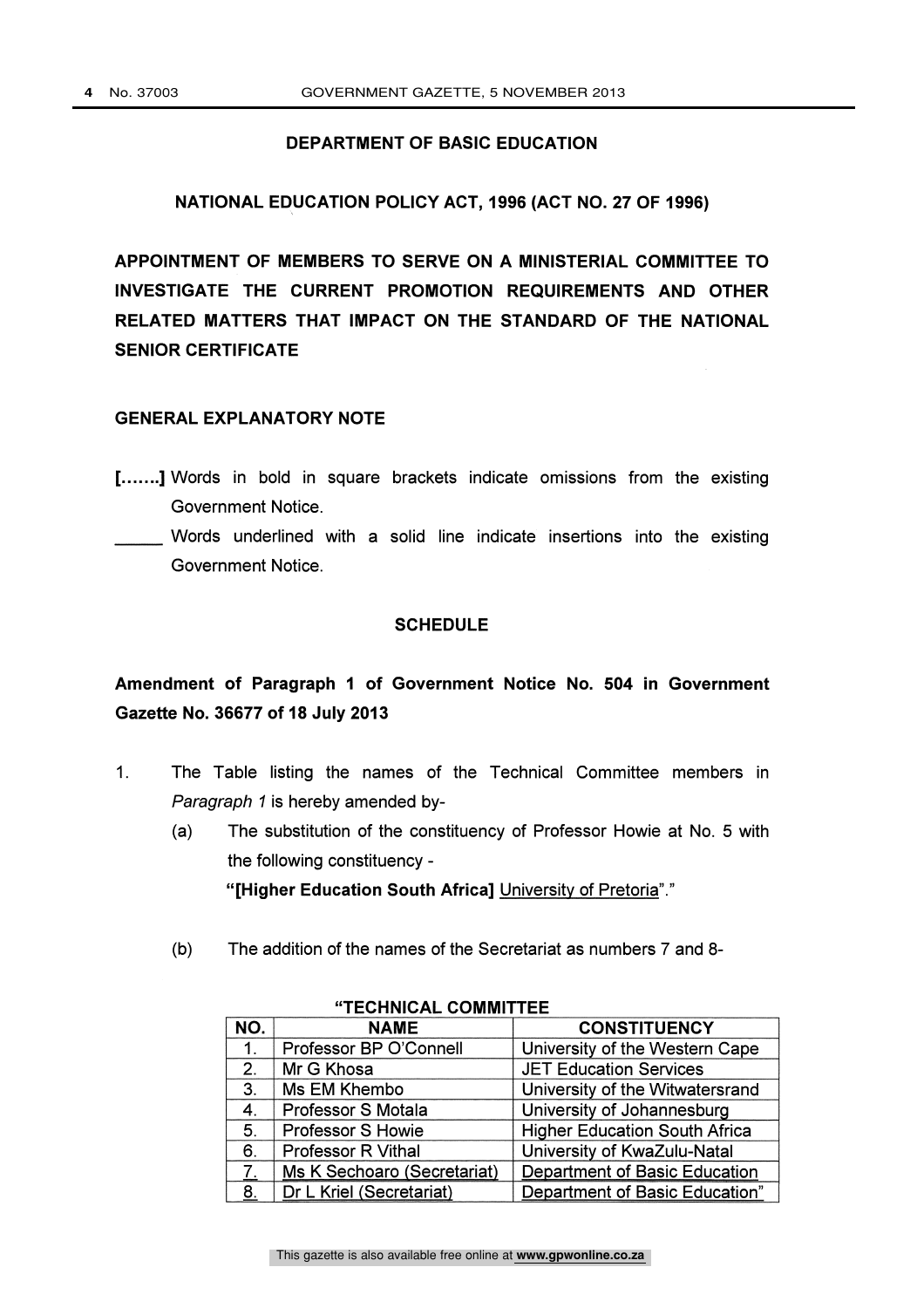**DEPARTMENT OF BASIC EDUCATION**

**NATIONAL EDUCATION POLICY ACT, 1996 (ACT NO. 27 OF 1996)**

**APPOINTMENT OF MEMBERS TO SERVE ON A MINISTERIAL COMMITTEE TO INVESTIGATE THE CURRENT PROMOTION REQUIREMENTS AND OTHER RELATED MATTERS THAT IMPACT ON THE STANDARD OF THE NATIONAL SENIOR CERTIFICATE**

**GENERAL EXPLANATORY NOTE**

**[…….]** Words in bold in square brackets indicate omissions from the existing Government Notice.

_____ Words underlined with a solid line indicate insertions into the existing Government Notice.

**SCHEDULE**

**Amendment of Paragraph 1 of Government Notice No. 504 in Government Gazette No. 36677 of 18 July 2013**

1. The Table listing the names of the Technical Committee members in *Paragraph 1* is hereby amended by-
   (a) The substitution of the constituency of Professor Howie at No. 5 with the following constituency -
   **"[Higher Education South Africa]** <u>University of Pretoria</u>"."

   (b) The addition of the names of the Secretariat as numbers 7 and 8-

**"TECHNICAL COMMITTEE**

| NO. | NAME | CONSTITUENCY |
|---|---|---|
| 1. | Professor BP O'Connell | University of the Western Cape |
| 2. | Mr G Khosa | JET Education Services |
| 3. | Ms EM Khembo | University of the Witwatersrand |
| 4. | Professor S Motala | University of Johannesburg |
| 5. | Professor S Howie | Higher Education South Africa |
| 6. | Professor R Vithal | University of KwaZulu-Natal |
| <u>7.</u> | <u>Ms K Sechoaro (Secretariat)</u> | <u>Department of Basic Education</u> |
| <u>8.</u> | <u>Dr L Kriel (Secretariat)</u> | <u>Department of Basic Education</u>" |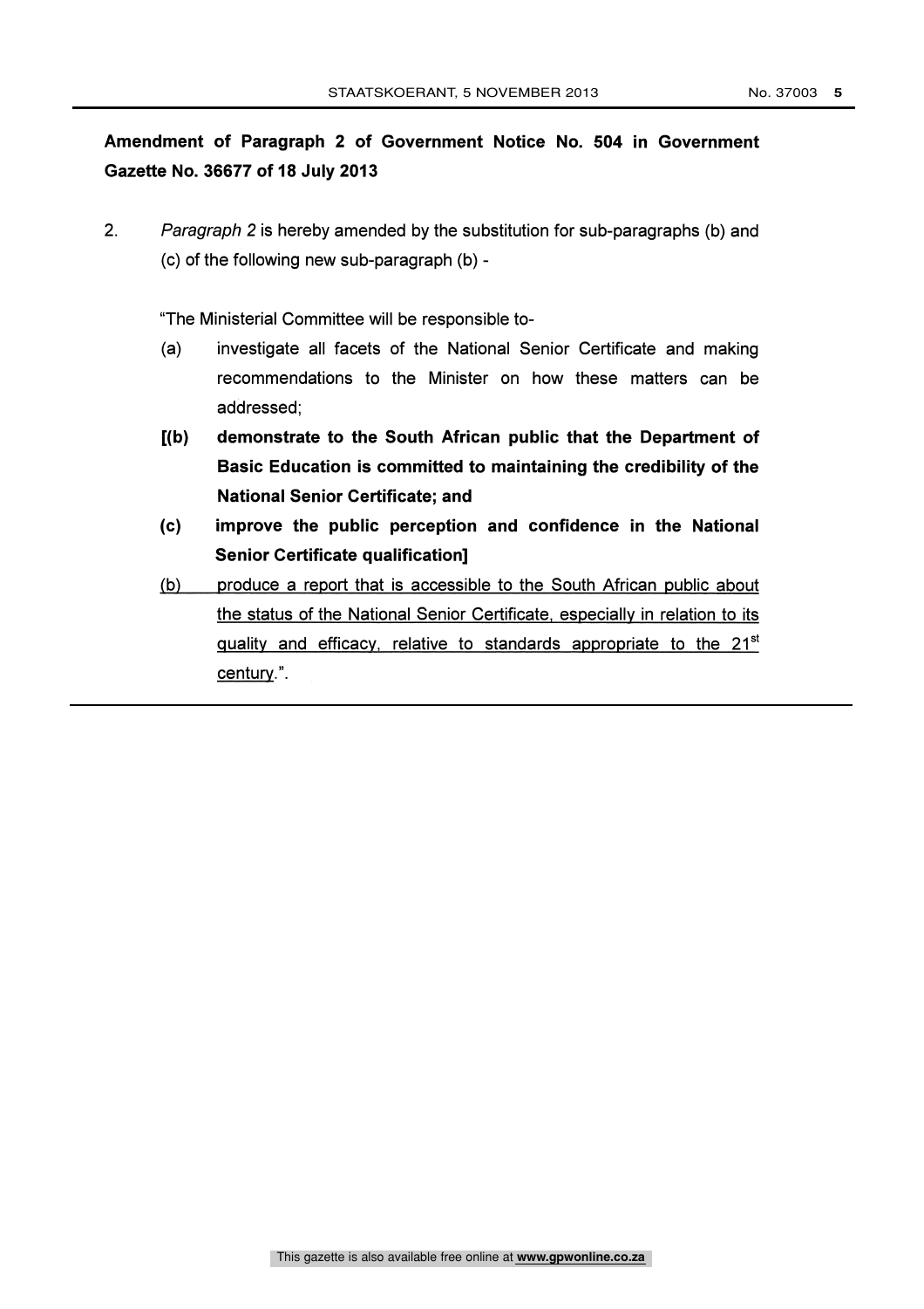**Amendment of Paragraph 2 of Government Notice No. 504 in Government Gazette No. 36677 of 18 July 2013**

2. *Paragraph 2* is hereby amended by the substitution for sub-paragraphs (b) and (c) of the following new sub-paragraph (b) -

"The Ministerial Committee will be responsible to-

(a) investigate all facets of the National Senior Certificate and making recommendations to the Minister on how these matters can be addressed;

**[(b) demonstrate to the South African public that the Department of Basic Education is committed to maintaining the credibility of the National Senior Certificate; and**

**(c) improve the public perception and confidence in the National Senior Certificate qualification]**

<u>(b) produce a report that is accessible to the South African public about the status of the National Senior Certificate, especially in relation to its quality and efficacy, relative to standards appropriate to the 21st century</u>.".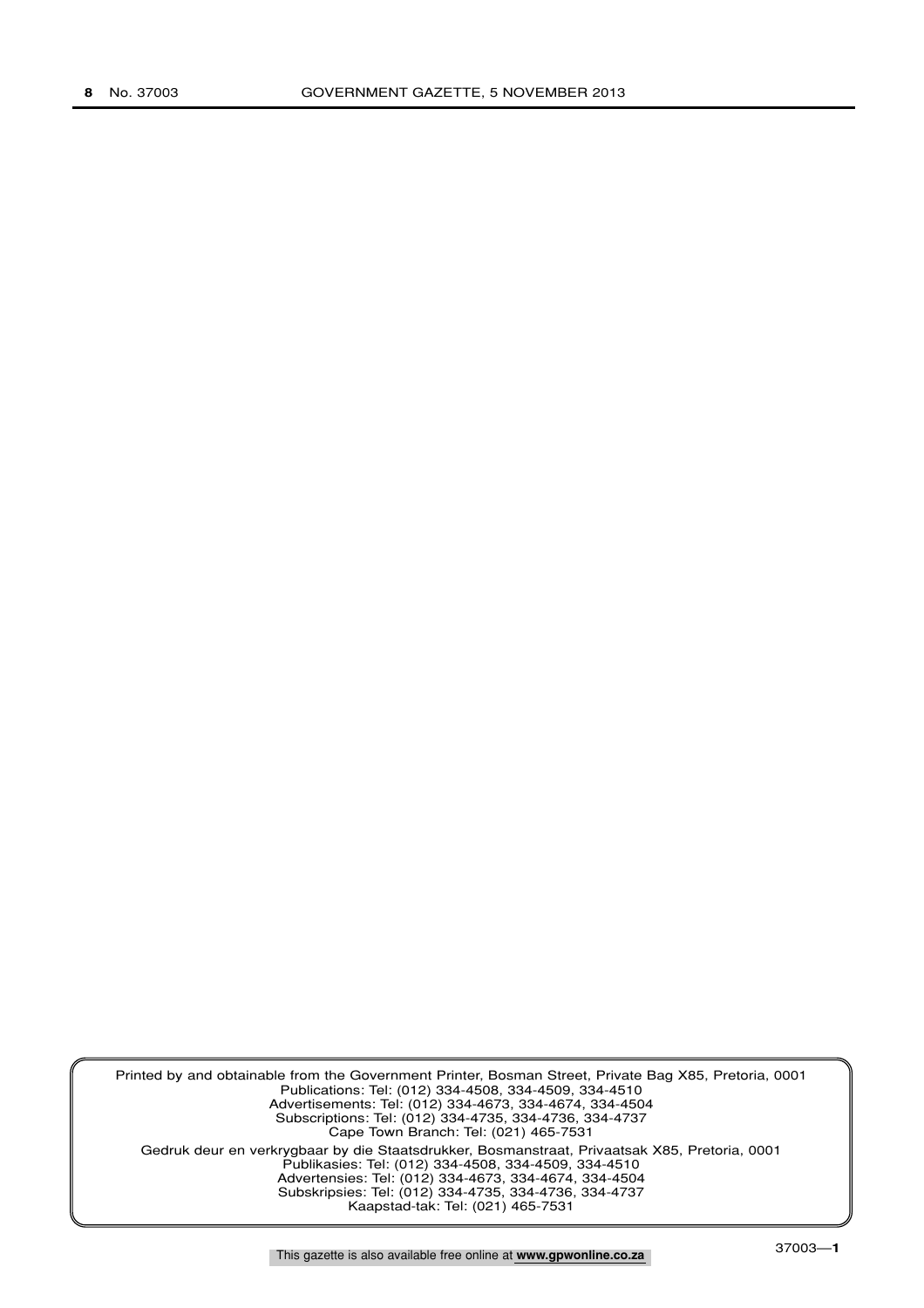Printed by and obtainable from the Government Printer, Bosman Street, Private Bag X85, Pretoria, 0001
Publications: Tel: (012) 334-4508, 334-4509, 334-4510
Advertisements: Tel: (012) 334-4673, 334-4674, 334-4504
Subscriptions: Tel: (012) 334-4735, 334-4736, 334-4737
Cape Town Branch: Tel: (021) 465-7531

Gedruk deur en verkrygbaar by die Staatsdrukker, Bosmanstraat, Privaatsak X85, Pretoria, 0001
Publikasies: Tel: (012) 334-4508, 334-4509, 334-4510
Advertensies: Tel: (012) 334-4673, 334-4674, 334-4504
Subskripsies: Tel: (012) 334-4735, 334-4736, 334-4737
Kaapstad-tak: Tel: (021) 465-7531

This gazette is also available free online at **www.gpwonline.co.za**

37003—**1**